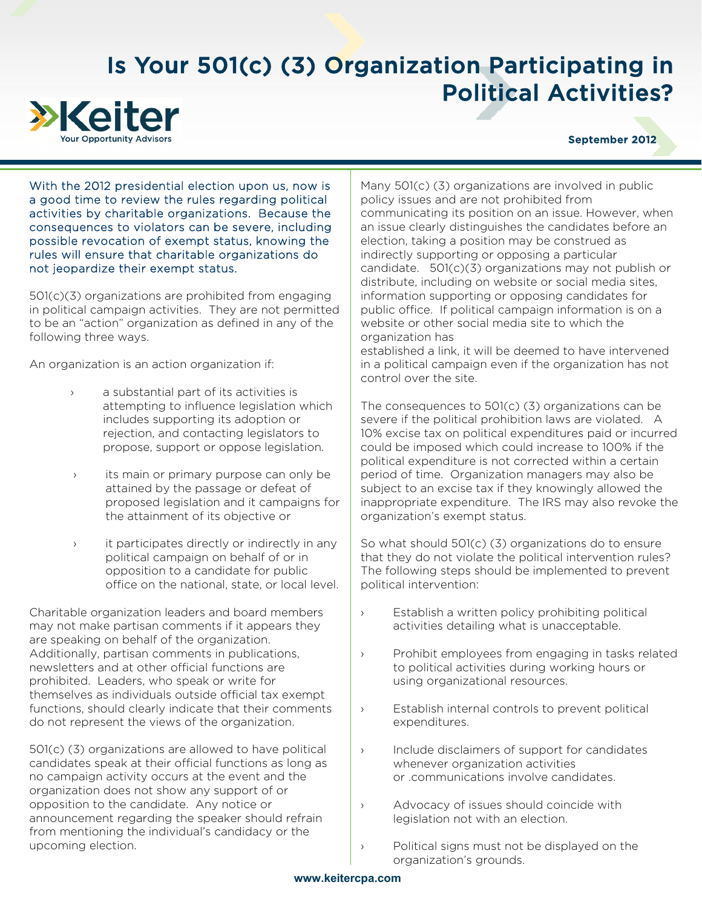# Is Your 501(c) (3) Organization Participating in Political Activities?

**Keiter**
Your Opportunity Advisors

**September 2012**

With the 2012 presidential election upon us, now is a good time to review the rules regarding political activities by charitable organizations. Because the consequences to violators can be severe, including possible revocation of exempt status, knowing the rules will ensure that charitable organizations do not jeopardize their exempt status.

501(c)(3) organizations are prohibited from engaging in political campaign activities. They are not permitted to be an "action" organization as defined in any of the following three ways.

An organization is an action organization if:

- a substantial part of its activities is attempting to influence legislation which includes supporting its adoption or rejection, and contacting legislators to propose, support or oppose legislation.
- its main or primary purpose can only be attained by the passage or defeat of proposed legislation and it campaigns for the attainment of its objective or
- it participates directly or indirectly in any political campaign on behalf of or in opposition to a candidate for public office on the national, state, or local level.

Charitable organization leaders and board members may not make partisan comments if it appears they are speaking on behalf of the organization. Additionally, partisan comments in publications, newsletters and at other official functions are prohibited. Leaders, who speak or write for themselves as individuals outside official tax exempt functions, should clearly indicate that their comments do not represent the views of the organization.

501(c) (3) organizations are allowed to have political candidates speak at their official functions as long as no campaign activity occurs at the event and the organization does not show any support of or opposition to the candidate. Any notice or announcement regarding the speaker should refrain from mentioning the individual's candidacy or the upcoming election.

Many 501(c) (3) organizations are involved in public policy issues and are not prohibited from communicating its position on an issue. However, when an issue clearly distinguishes the candidates before an election, taking a position may be construed as indirectly supporting or opposing a particular candidate. 501(c)(3) organizations may not publish or distribute, including on website or social media sites, information supporting or opposing candidates for public office. If political campaign information is on a website or other social media site to which the organization has established a link, it will be deemed to have intervened in a political campaign even if the organization has not control over the site.

The consequences to 501(c) (3) organizations can be severe if the political prohibition laws are violated. A 10% excise tax on political expenditures paid or incurred could be imposed which could increase to 100% if the political expenditure is not corrected within a certain period of time. Organization managers may also be subject to an excise tax if they knowingly allowed the inappropriate expenditure. The IRS may also revoke the organization's exempt status.

So what should 501(c) (3) organizations do to ensure that they do not violate the political intervention rules? The following steps should be implemented to prevent political intervention:

- Establish a written policy prohibiting political activities detailing what is unacceptable.
- Prohibit employees from engaging in tasks related to political activities during working hours or using organizational resources.
- Establish internal controls to prevent political expenditures.
- Include disclaimers of support for candidates whenever organization activities or .communications involve candidates.
- Advocacy of issues should coincide with legislation not with an election.
- Political signs must not be displayed on the organization's grounds.

www.keitercpa.com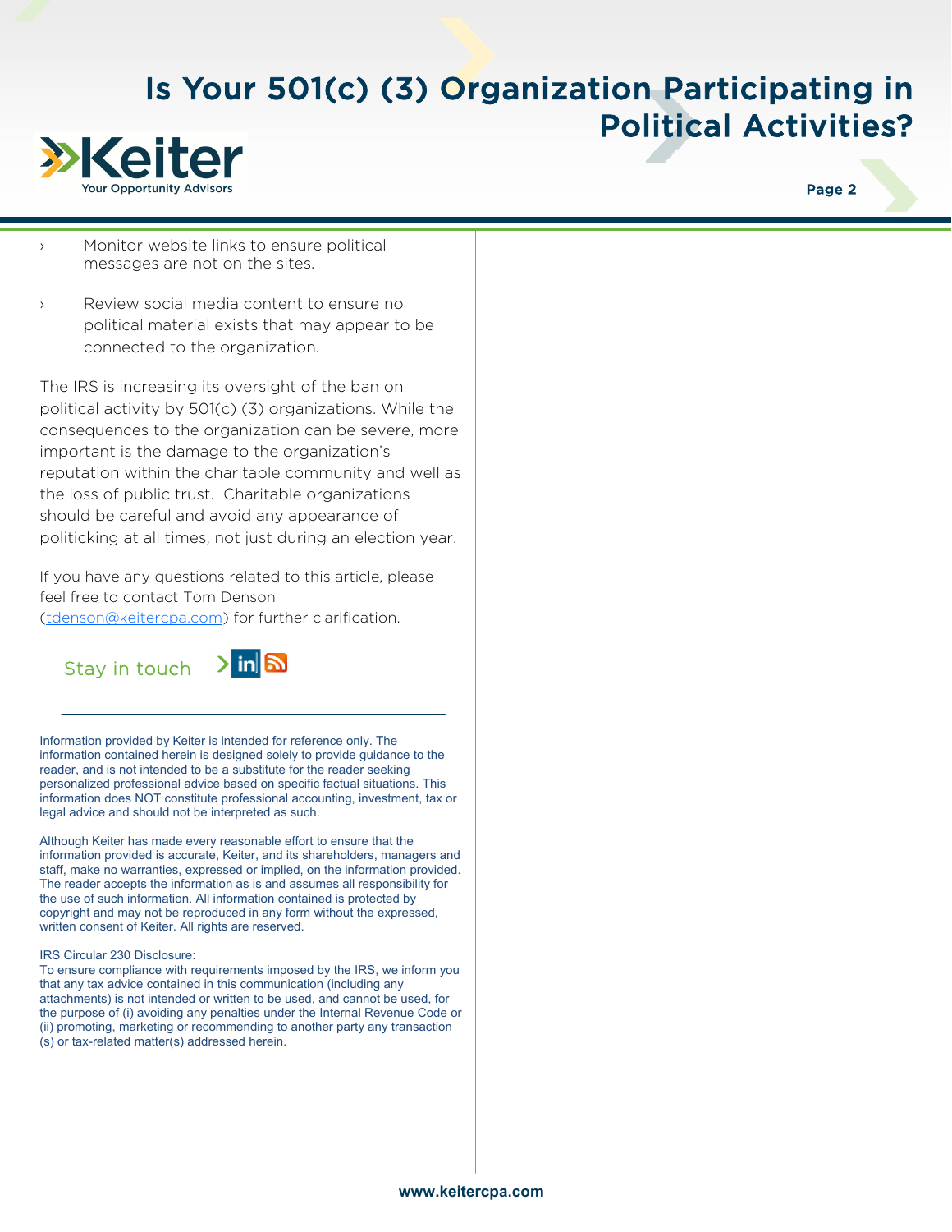- Monitor website links to ensure political messages are not on the sites.
- Review social media content to ensure no political material exists that may appear to be connected to the organization.

The IRS is increasing its oversight of the ban on political activity by 501(c) (3) organizations. While the consequences to the organization can be severe, more important is the damage to the organization's reputation within the charitable community and well as the loss of public trust. Charitable organizations should be careful and avoid any appearance of politicking at all times, not just during an election year.

If you have any questions related to this article, please feel free to contact Tom Denson (tdenson@keitercpa.com) for further clarification.

Stay in touch

---

Information provided by Keiter is intended for reference only. The information contained herein is designed solely to provide guidance to the reader, and is not intended to be a substitute for the reader seeking personalized professional advice based on specific factual situations. This information does NOT constitute professional accounting, investment, tax or legal advice and should not be interpreted as such.

Although Keiter has made every reasonable effort to ensure that the information provided is accurate, Keiter, and its shareholders, managers and staff, make no warranties, expressed or implied, on the information provided. The reader accepts the information as is and assumes all responsibility for the use of such information. All information contained is protected by copyright and may not be reproduced in any form without the expressed, written consent of Keiter. All rights are reserved.

IRS Circular 230 Disclosure:
To ensure compliance with requirements imposed by the IRS, we inform you that any tax advice contained in this communication (including any attachments) is not intended or written to be used, and cannot be used, for the purpose of (i) avoiding any penalties under the Internal Revenue Code or (ii) promoting, marketing or recommending to another party any transaction (s) or tax-related matter(s) addressed herein.